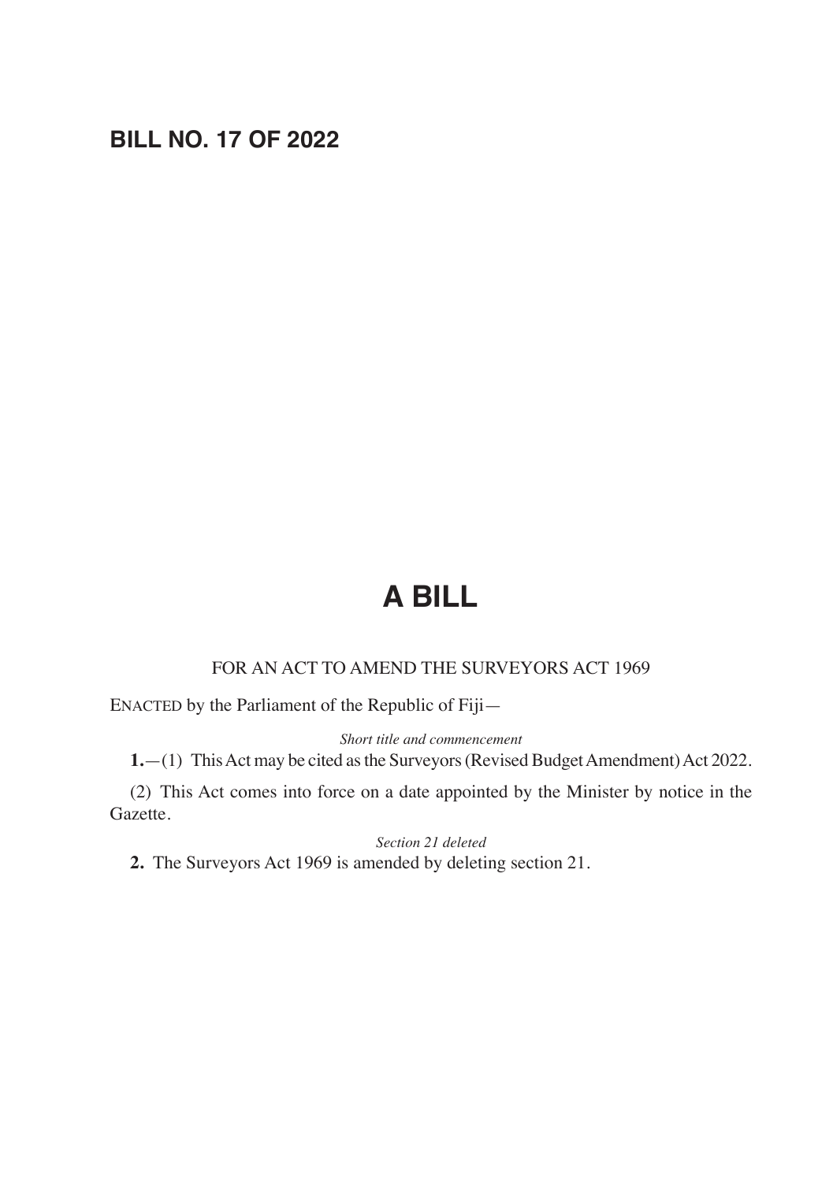# BILL NO. 17 OF 2022

# A BILL

FOR AN ACT TO AMEND THE SURVEYORS ACT 1969

ENACTED by the Parliament of the Republic of Fiji—

*Short title and commencement*

**1.**—(1) This Act may be cited as the Surveyors (Revised Budget Amendment) Act 2022.

(2) This Act comes into force on a date appointed by the Minister by notice in the Gazette.

*Section 21 deleted*

**2.** The Surveyors Act 1969 is amended by deleting section 21.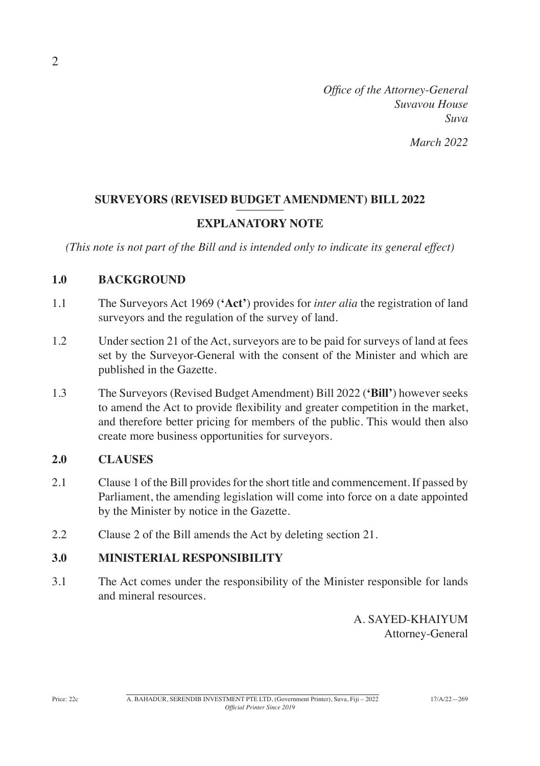*Office of the Attorney-General*
*Suvavou House*
*Suva*

*March 2022*

## SURVEYORS (REVISED BUDGET AMENDMENT) BILL 2022

## EXPLANATORY NOTE

*(This note is not part of the Bill and is intended only to indicate its general effect)*

### 1.0 BACKGROUND

1.1 The Surveyors Act 1969 (**'Act'**) provides for *inter alia* the registration of land surveyors and the regulation of the survey of land.

1.2 Under section 21 of the Act, surveyors are to be paid for surveys of land at fees set by the Surveyor-General with the consent of the Minister and which are published in the Gazette.

1.3 The Surveyors (Revised Budget Amendment) Bill 2022 (**'Bill'**) however seeks to amend the Act to provide flexibility and greater competition in the market, and therefore better pricing for members of the public. This would then also create more business opportunities for surveyors.

### 2.0 CLAUSES

2.1 Clause 1 of the Bill provides for the short title and commencement. If passed by Parliament, the amending legislation will come into force on a date appointed by the Minister by notice in the Gazette.

2.2 Clause 2 of the Bill amends the Act by deleting section 21.

### 3.0 MINISTERIAL RESPONSIBILITY

3.1 The Act comes under the responsibility of the Minister responsible for lands and mineral resources.

A. SAYED-KHAIYUM
Attorney-General

Price: 22c

A. BAHADUR, SERENDIB INVESTMENT PTE LTD, (Government Printer), Suva, Fiji – 2022
*Official Printer Since 2019*

17/A/22—269